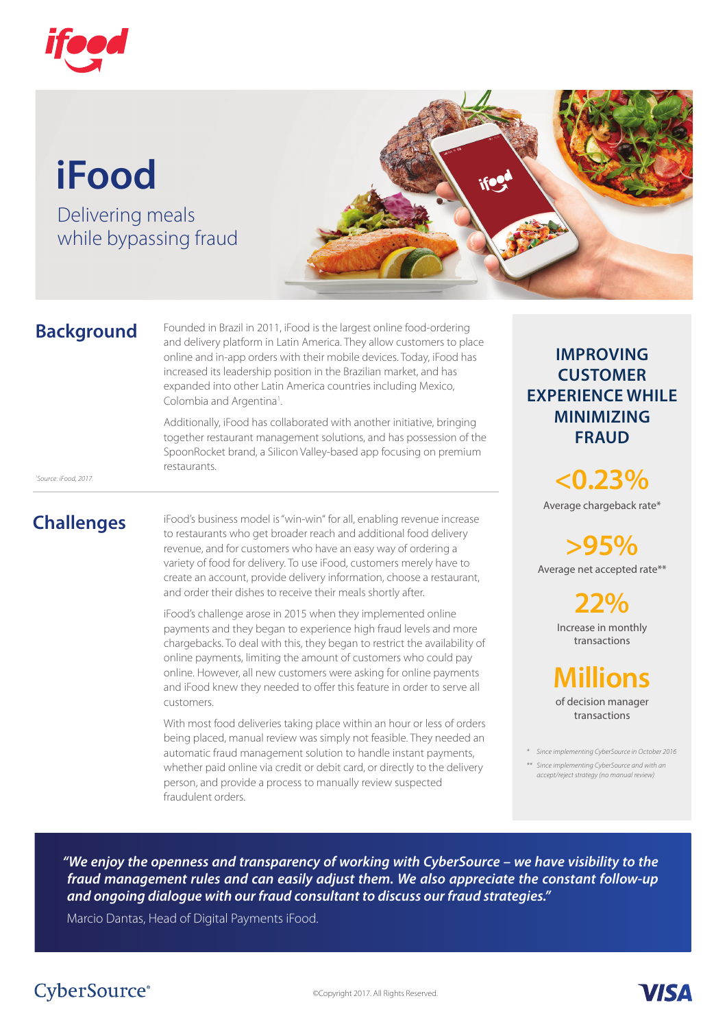# iFood

## Delivering meals while bypassing fraud

## Background

Founded in Brazil in 2011, iFood is the largest online food-ordering and delivery platform in Latin America. They allow customers to place online and in-app orders with their mobile devices. Today, iFood has increased its leadership position in the Brazilian market, and has expanded into other Latin America countries including Mexico, Colombia and Argentina[1].

Additionally, iFood has collaborated with another initiative, bringing together restaurant management solutions, and has possession of the SpoonRocket brand, a Silicon Valley-based app focusing on premium restaurants.

[1] Source: iFood, 2017.

## Challenges

iFood's business model is "win-win" for all, enabling revenue increase to restaurants who get broader reach and additional food delivery revenue, and for customers who have an easy way of ordering a variety of food for delivery. To use iFood, customers merely have to create an account, provide delivery information, choose a restaurant, and order their dishes to receive their meals shortly after.

iFood's challenge arose in 2015 when they implemented online payments and they began to experience high fraud levels and more chargebacks. To deal with this, they began to restrict the availability of online payments, limiting the amount of customers who could pay online. However, all new customers were asking for online payments and iFood knew they needed to offer this feature in order to serve all customers.

With most food deliveries taking place within an hour or less of orders being placed, manual review was simply not feasible. They needed an automatic fraud management solution to handle instant payments, whether paid online via credit or debit card, or directly to the delivery person, and provide a process to manually review suspected fraudulent orders.

### IMPROVING CUSTOMER EXPERIENCE WHILE MINIMIZING FRAUD

**<0.23%**
Average chargeback rate*

**>95%**
Average net accepted rate**

**22%**
Increase in monthly transactions

**Millions**
of decision manager transactions

\* Since implementing CyberSource in October 2016

\*\* Since implementing CyberSource and with an accept/reject strategy (no manual review)

> ***"We enjoy the openness and transparency of working with CyberSource – we have visibility to the fraud management rules and can easily adjust them. We also appreciate the constant follow-up and ongoing dialogue with our fraud consultant to discuss our fraud strategies."***
>
> Marcio Dantas, Head of Digital Payments iFood.

CyberSource®

©Copyright 2017. All Rights Reserved.

VISA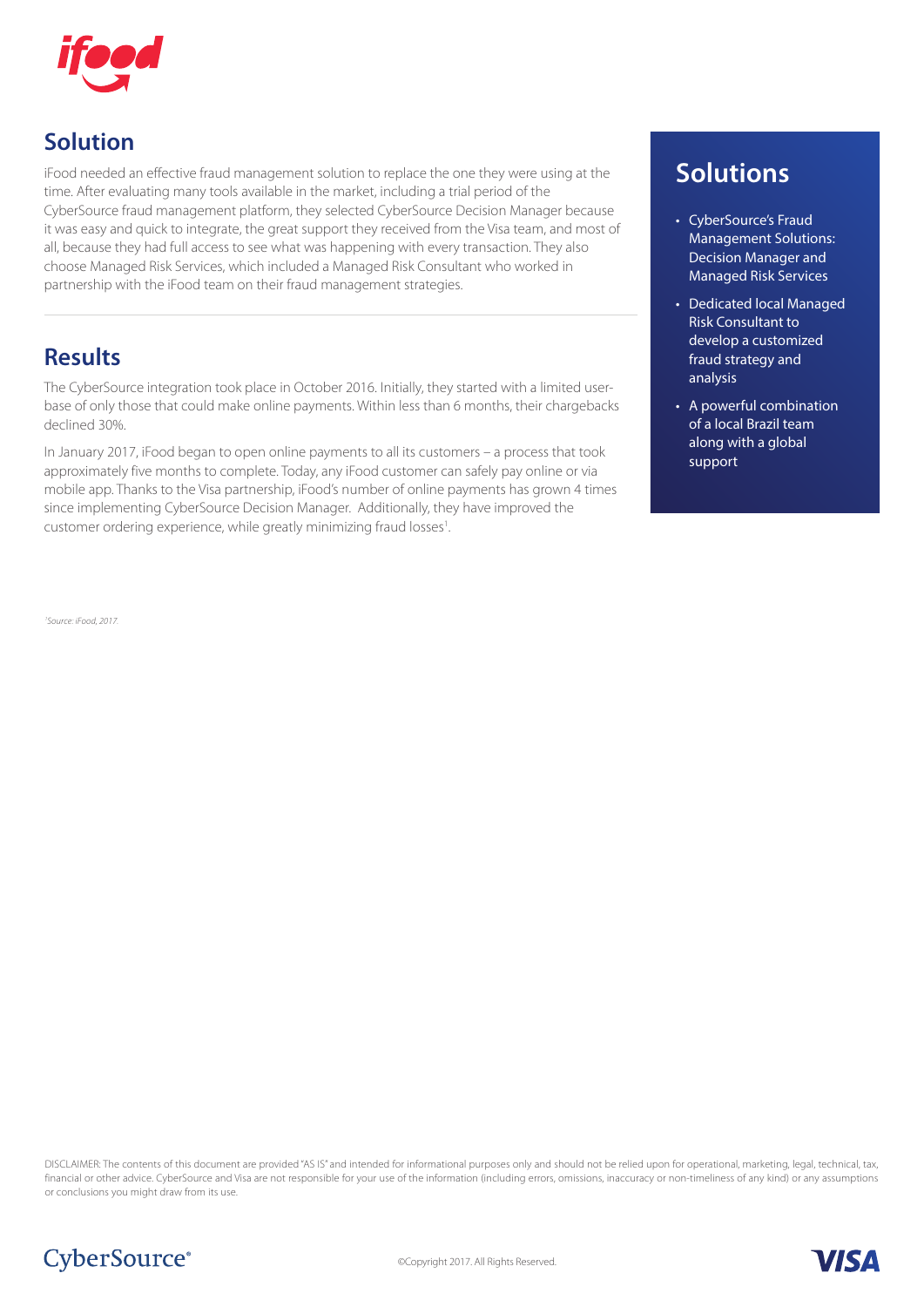## Solution

iFood needed an effective fraud management solution to replace the one they were using at the time. After evaluating many tools available in the market, including a trial period of the CyberSource fraud management platform, they selected CyberSource Decision Manager because it was easy and quick to integrate, the great support they received from the Visa team, and most of all, because they had full access to see what was happening with every transaction. They also choose Managed Risk Services, which included a Managed Risk Consultant who worked in partnership with the iFood team on their fraud management strategies.

## Results

The CyberSource integration took place in October 2016. Initially, they started with a limited user-base of only those that could make online payments. Within less than 6 months, their chargebacks declined 30%.

In January 2017, iFood began to open online payments to all its customers – a process that took approximately five months to complete. Today, any iFood customer can safely pay online or via mobile app. Thanks to the Visa partnership, iFood's number of online payments has grown 4 times since implementing CyberSource Decision Manager. Additionally, they have improved the customer ordering experience, while greatly minimizing fraud losses[1].

## Solutions

- CyberSource's Fraud Management Solutions: Decision Manager and Managed Risk Services
- Dedicated local Managed Risk Consultant to develop a customized fraud strategy and analysis
- A powerful combination of a local Brazil team along with a global support

*[1]Source: iFood, 2017.*

DISCLAIMER: The contents of this document are provided "AS IS" and intended for informational purposes only and should not be relied upon for operational, marketing, legal, technical, tax, financial or other advice. CyberSource and Visa are not responsible for your use of the information (including errors, omissions, inaccuracy or non-timeliness of any kind) or any assumptions or conclusions you might draw from its use.

CyberSource®

©Copyright 2017. All Rights Reserved.

VISA